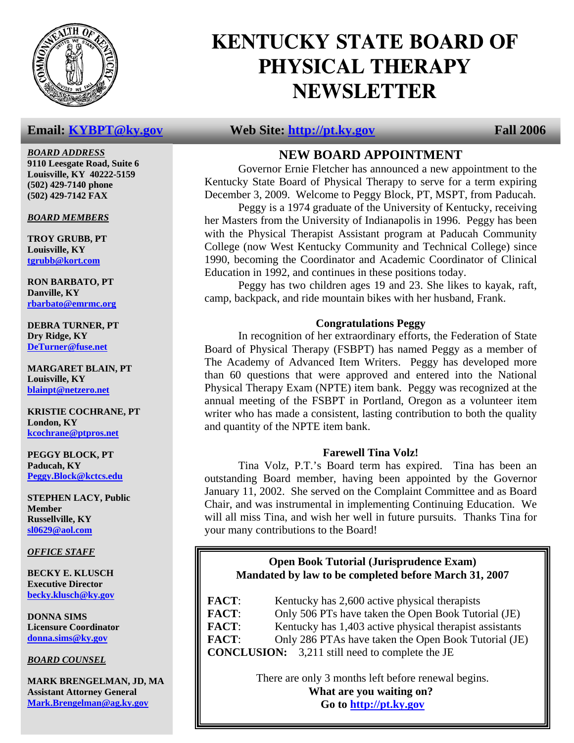# KENTUCKY STATE BOARD OF PHYSICAL THERAPY NEWSLETTER

**Email: KYBPT@ky.gov** **Web Site: http://pt.ky.gov** **Fall 2006**

***BOARD ADDRESS***

**9110 Leesgate Road, Suite 6**
**Louisville, KY 40222-5159**
**(502) 429-7140 phone**
**(502) 429-7142 FAX**

***BOARD MEMBERS***

**TROY GRUBB, PT**
**Louisville, KY**
**tgrubb@kort.com**

**RON BARBATO, PT**
**Danville, KY**
**rbarbato@emrmc.org**

**DEBRA TURNER, PT**
**Dry Ridge, KY**
**DeTurner@fuse.net**

**MARGARET BLAIN, PT**
**Louisville, KY**
**blainpt@netzero.net**

**KRISTIE COCHRANE, PT**
**London, KY**
**kcochrane@ptpros.net**

**PEGGY BLOCK, PT**
**Paducah, KY**
**Peggy.Block@kctcs.edu**

**STEPHEN LACY, Public Member**
**Russellville, KY**
**sl0629@aol.com**

***OFFICE STAFF***

**BECKY E. KLUSCH**
**Executive Director**
**becky.klusch@ky.gov**

**DONNA SIMS**
**Licensure Coordinator**
**donna.sims@ky.gov**

***BOARD COUNSEL***

**MARK BRENGELMAN, JD, MA**
**Assistant Attorney General**
**Mark.Brengelman@ag.ky.gov**

## NEW BOARD APPOINTMENT

Governor Ernie Fletcher has announced a new appointment to the Kentucky State Board of Physical Therapy to serve for a term expiring December 3, 2009. Welcome to Peggy Block, PT, MSPT, from Paducah.

Peggy is a 1974 graduate of the University of Kentucky, receiving her Masters from the University of Indianapolis in 1996. Peggy has been with the Physical Therapist Assistant program at Paducah Community College (now West Kentucky Community and Technical College) since 1990, becoming the Coordinator and Academic Coordinator of Clinical Education in 1992, and continues in these positions today.

Peggy has two children ages 19 and 23. She likes to kayak, raft, camp, backpack, and ride mountain bikes with her husband, Frank.

### Congratulations Peggy

In recognition of her extraordinary efforts, the Federation of State Board of Physical Therapy (FSBPT) has named Peggy as a member of The Academy of Advanced Item Writers. Peggy has developed more than 60 questions that were approved and entered into the National Physical Therapy Exam (NPTE) item bank. Peggy was recognized at the annual meeting of the FSBPT in Portland, Oregon as a volunteer item writer who has made a consistent, lasting contribution to both the quality and quantity of the NPTE item bank.

### Farewell Tina Volz!

Tina Volz, P.T.'s Board term has expired. Tina has been an outstanding Board member, having been appointed by the Governor January 11, 2002. She served on the Complaint Committee and as Board Chair, and was instrumental in implementing Continuing Education. We will all miss Tina, and wish her well in future pursuits. Thanks Tina for your many contributions to the Board!

---

**Open Book Tutorial (Jurisprudence Exam)**
**Mandated by law to be completed before March 31, 2007**

**FACT**: Kentucky has 2,600 active physical therapists
**FACT**: Only 506 PTs have taken the Open Book Tutorial (JE)
**FACT**: Kentucky has 1,403 active physical therapist assistants
**FACT**: Only 286 PTAs have taken the Open Book Tutorial (JE)
**CONCLUSION:** 3,211 still need to complete the JE

There are only 3 months left before renewal begins.
**What are you waiting on?**
**Go to http://pt.ky.gov**

---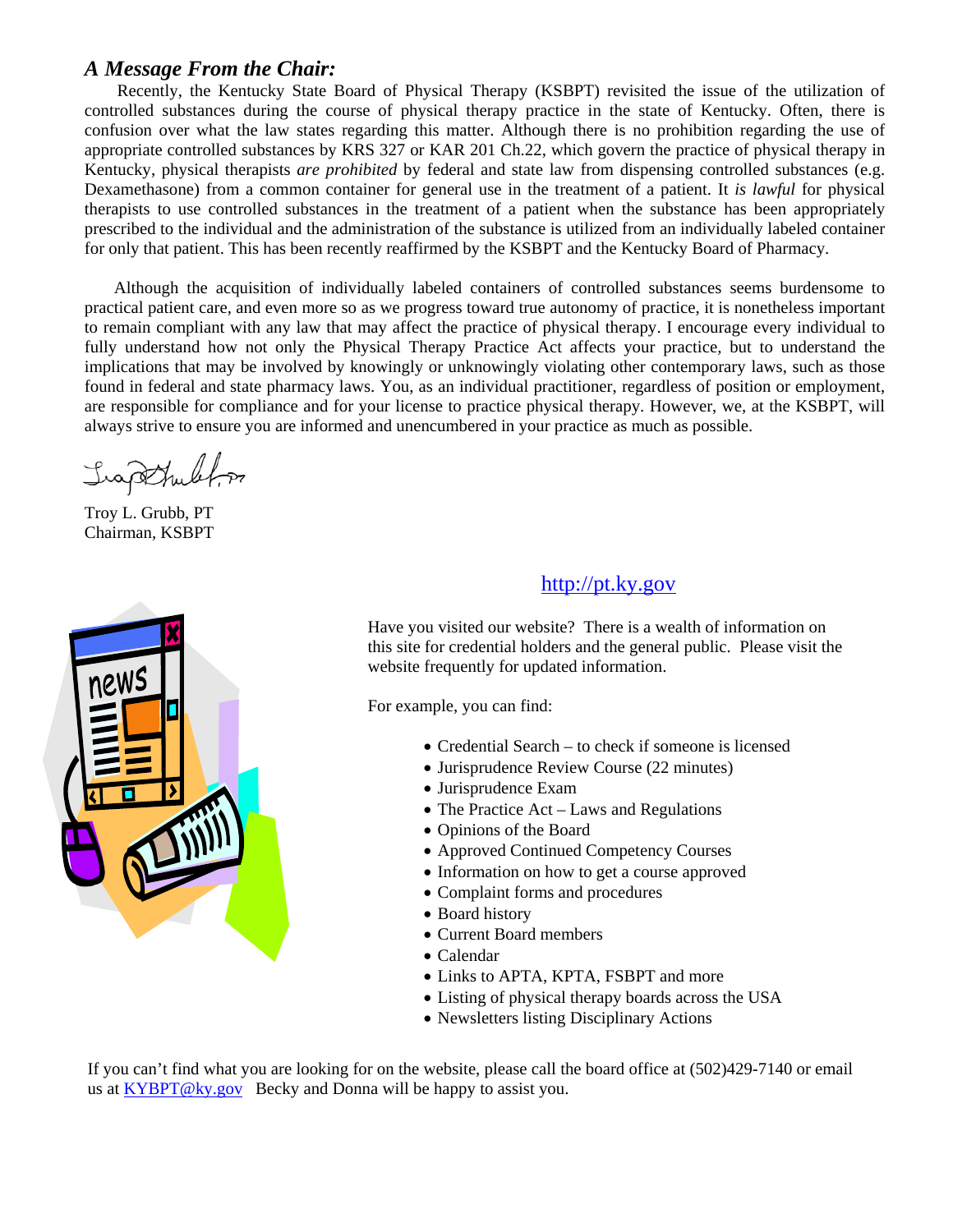## *A Message From the Chair:*

Recently, the Kentucky State Board of Physical Therapy (KSBPT) revisited the issue of the utilization of controlled substances during the course of physical therapy practice in the state of Kentucky. Often, there is confusion over what the law states regarding this matter. Although there is no prohibition regarding the use of appropriate controlled substances by KRS 327 or KAR 201 Ch.22, which govern the practice of physical therapy in Kentucky, physical therapists *are prohibited* by federal and state law from dispensing controlled substances (e.g. Dexamethasone) from a common container for general use in the treatment of a patient. It *is lawful* for physical therapists to use controlled substances in the treatment of a patient when the substance has been appropriately prescribed to the individual and the administration of the substance is utilized from an individually labeled container for only that patient. This has been recently reaffirmed by the KSBPT and the Kentucky Board of Pharmacy.

Although the acquisition of individually labeled containers of controlled substances seems burdensome to practical patient care, and even more so as we progress toward true autonomy of practice, it is nonetheless important to remain compliant with any law that may affect the practice of physical therapy. I encourage every individual to fully understand how not only the Physical Therapy Practice Act affects your practice, but to understand the implications that may be involved by knowingly or unknowingly violating other contemporary laws, such as those found in federal and state pharmacy laws. You, as an individual practitioner, regardless of position or employment, are responsible for compliance and for your license to practice physical therapy. However, we, at the KSBPT, will always strive to ensure you are informed and unencumbered in your practice as much as possible.

Troy L. Grubb, PT
Chairman, KSBPT

http://pt.ky.gov

Have you visited our website? There is a wealth of information on this site for credential holders and the general public. Please visit the website frequently for updated information.

For example, you can find:

- Credential Search – to check if someone is licensed
- Jurisprudence Review Course (22 minutes)
- Jurisprudence Exam
- The Practice Act – Laws and Regulations
- Opinions of the Board
- Approved Continued Competency Courses
- Information on how to get a course approved
- Complaint forms and procedures
- Board history
- Current Board members
- Calendar
- Links to APTA, KPTA, FSBPT and more
- Listing of physical therapy boards across the USA
- Newsletters listing Disciplinary Actions

If you can't find what you are looking for on the website, please call the board office at (502)429-7140 or email us at KYBPT@ky.gov Becky and Donna will be happy to assist you.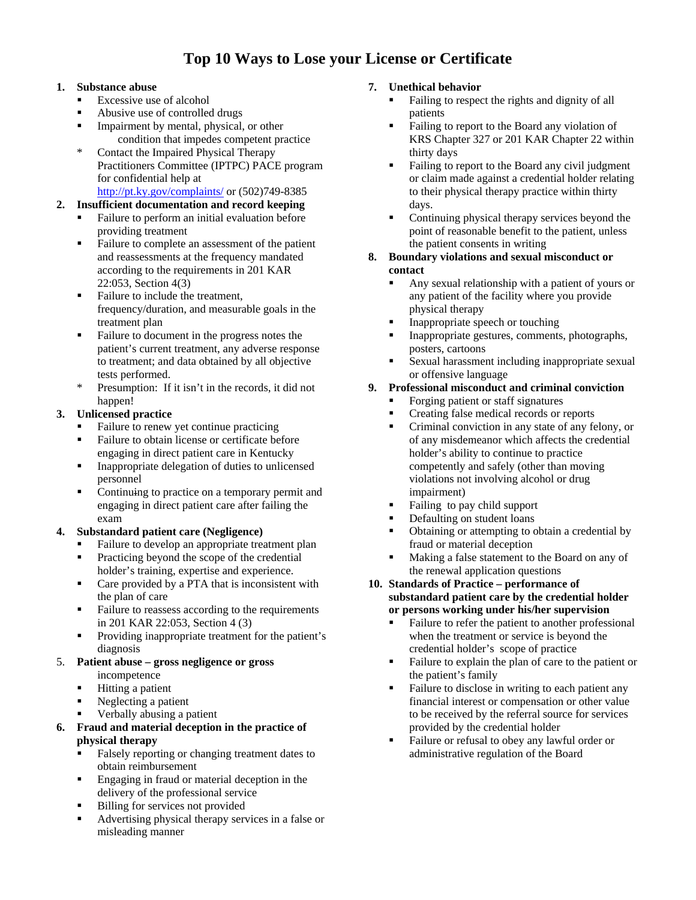# Top 10 Ways to Lose your License or Certificate

1. **Substance abuse**
   - Excessive use of alcohol
   - Abusive use of controlled drugs
   - Impairment by mental, physical, or other condition that impedes competent practice
   * Contact the Impaired Physical Therapy Practitioners Committee (IPTPC) PACE program for confidential help at http://pt.ky.gov/complaints/ or (502)749-8385

2. **Insufficient documentation and record keeping**
   - Failure to perform an initial evaluation before providing treatment
   - Failure to complete an assessment of the patient and reassessments at the frequency mandated according to the requirements in 201 KAR 22:053, Section 4(3)
   - Failure to include the treatment, frequency/duration, and measurable goals in the treatment plan
   - Failure to document in the progress notes the patient's current treatment, any adverse response to treatment; and data obtained by all objective tests performed.
   * Presumption: If it isn't in the records, it did not happen!

3. **Unlicensed practice**
   - Failure to renew yet continue practicing
   - Failure to obtain license or certificate before engaging in direct patient care in Kentucky
   - Inappropriate delegation of duties to unlicensed personnel
   - Continuing to practice on a temporary permit and engaging in direct patient care after failing the exam

4. **Substandard patient care (Negligence)**
   - Failure to develop an appropriate treatment plan
   - Practicing beyond the scope of the credential holder's training, expertise and experience.
   - Care provided by a PTA that is inconsistent with the plan of care
   - Failure to reassess according to the requirements in 201 KAR 22:053, Section 4 (3)
   - Providing inappropriate treatment for the patient's diagnosis

5. **Patient abuse – gross negligence or gross** incompetence
   - Hitting a patient
   - Neglecting a patient
   - Verbally abusing a patient

6. **Fraud and material deception in the practice of physical therapy**
   - Falsely reporting or changing treatment dates to obtain reimbursement
   - Engaging in fraud or material deception in the delivery of the professional service
   - Billing for services not provided
   - Advertising physical therapy services in a false or misleading manner

7. **Unethical behavior**
   - Failing to respect the rights and dignity of all patients
   - Failing to report to the Board any violation of KRS Chapter 327 or 201 KAR Chapter 22 within thirty days
   - Failing to report to the Board any civil judgment or claim made against a credential holder relating to their physical therapy practice within thirty days.
   - Continuing physical therapy services beyond the point of reasonable benefit to the patient, unless the patient consents in writing

8. **Boundary violations and sexual misconduct or contact**
   - Any sexual relationship with a patient of yours or any patient of the facility where you provide physical therapy
   - Inappropriate speech or touching
   - Inappropriate gestures, comments, photographs, posters, cartoons
   - Sexual harassment including inappropriate sexual or offensive language

9. **Professional misconduct and criminal conviction**
   - Forging patient or staff signatures
   - Creating false medical records or reports
   - Criminal conviction in any state of any felony, or of any misdemeanor which affects the credential holder's ability to continue to practice competently and safely (other than moving violations not involving alcohol or drug impairment)
   - Failing to pay child support
   - Defaulting on student loans
   - Obtaining or attempting to obtain a credential by fraud or material deception
   - Making a false statement to the Board on any of the renewal application questions

10. **Standards of Practice – performance of substandard patient care by the credential holder or persons working under his/her supervision**
    - Failure to refer the patient to another professional when the treatment or service is beyond the credential holder's scope of practice
    - Failure to explain the plan of care to the patient or the patient's family
    - Failure to disclose in writing to each patient any financial interest or compensation or other value to be received by the referral source for services provided by the credential holder
    - Failure or refusal to obey any lawful order or administrative regulation of the Board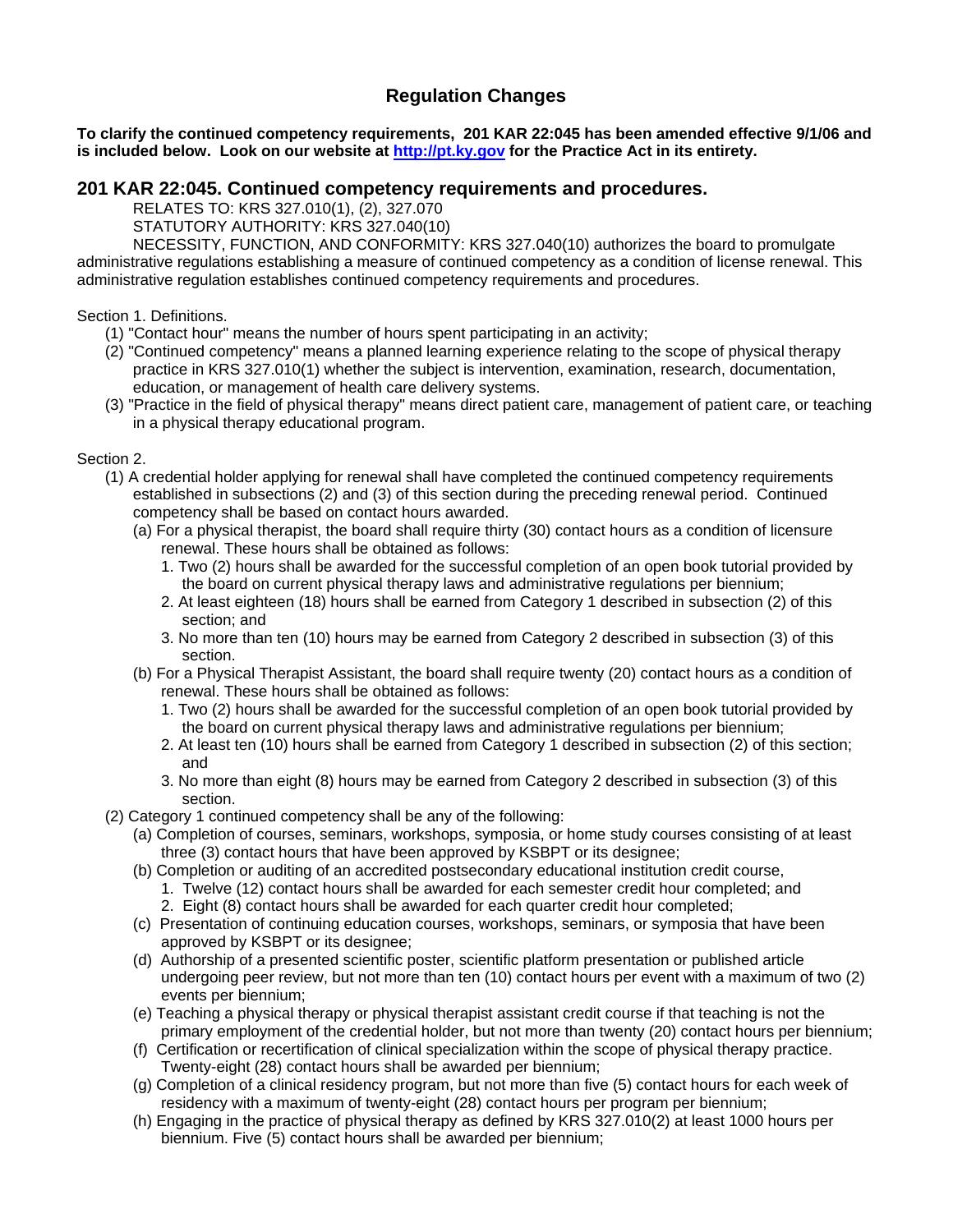## Regulation Changes

**To clarify the continued competency requirements, 201 KAR 22:045 has been amended effective 9/1/06 and is included below. Look on our website at [http://pt.ky.gov](http://pt.ky.gov) for the Practice Act in its entirety.**

### 201 KAR 22:045. Continued competency requirements and procedures.

RELATES TO: KRS 327.010(1), (2), 327.070

STATUTORY AUTHORITY: KRS 327.040(10)

NECESSITY, FUNCTION, AND CONFORMITY: KRS 327.040(10) authorizes the board to promulgate administrative regulations establishing a measure of continued competency as a condition of license renewal. This administrative regulation establishes continued competency requirements and procedures.

Section 1. Definitions.

(1) "Contact hour" means the number of hours spent participating in an activity;

(2) "Continued competency" means a planned learning experience relating to the scope of physical therapy practice in KRS 327.010(1) whether the subject is intervention, examination, research, documentation, education, or management of health care delivery systems.

(3) "Practice in the field of physical therapy" means direct patient care, management of patient care, or teaching in a physical therapy educational program.

Section 2.

(1) A credential holder applying for renewal shall have completed the continued competency requirements established in subsections (2) and (3) of this section during the preceding renewal period. Continued competency shall be based on contact hours awarded.

- (a) For a physical therapist, the board shall require thirty (30) contact hours as a condition of licensure renewal. These hours shall be obtained as follows:
  1. Two (2) hours shall be awarded for the successful completion of an open book tutorial provided by the board on current physical therapy laws and administrative regulations per biennium;
  2. At least eighteen (18) hours shall be earned from Category 1 described in subsection (2) of this section; and
  3. No more than ten (10) hours may be earned from Category 2 described in subsection (3) of this section.
- (b) For a Physical Therapist Assistant, the board shall require twenty (20) contact hours as a condition of renewal. These hours shall be obtained as follows:
  1. Two (2) hours shall be awarded for the successful completion of an open book tutorial provided by the board on current physical therapy laws and administrative regulations per biennium;
  2. At least ten (10) hours shall be earned from Category 1 described in subsection (2) of this section; and
  3. No more than eight (8) hours may be earned from Category 2 described in subsection (3) of this section.

(2) Category 1 continued competency shall be any of the following:

- (a) Completion of courses, seminars, workshops, symposia, or home study courses consisting of at least three (3) contact hours that have been approved by KSBPT or its designee;
- (b) Completion or auditing of an accredited postsecondary educational institution credit course,
  1. Twelve (12) contact hours shall be awarded for each semester credit hour completed; and
  2. Eight (8) contact hours shall be awarded for each quarter credit hour completed;
- (c) Presentation of continuing education courses, workshops, seminars, or symposia that have been approved by KSBPT or its designee;
- (d) Authorship of a presented scientific poster, scientific platform presentation or published article undergoing peer review, but not more than ten (10) contact hours per event with a maximum of two (2) events per biennium;
- (e) Teaching a physical therapy or physical therapist assistant credit course if that teaching is not the primary employment of the credential holder, but not more than twenty (20) contact hours per biennium;
- (f) Certification or recertification of clinical specialization within the scope of physical therapy practice. Twenty-eight (28) contact hours shall be awarded per biennium;
- (g) Completion of a clinical residency program, but not more than five (5) contact hours for each week of residency with a maximum of twenty-eight (28) contact hours per program per biennium;
- (h) Engaging in the practice of physical therapy as defined by KRS 327.010(2) at least 1000 hours per biennium. Five (5) contact hours shall be awarded per biennium;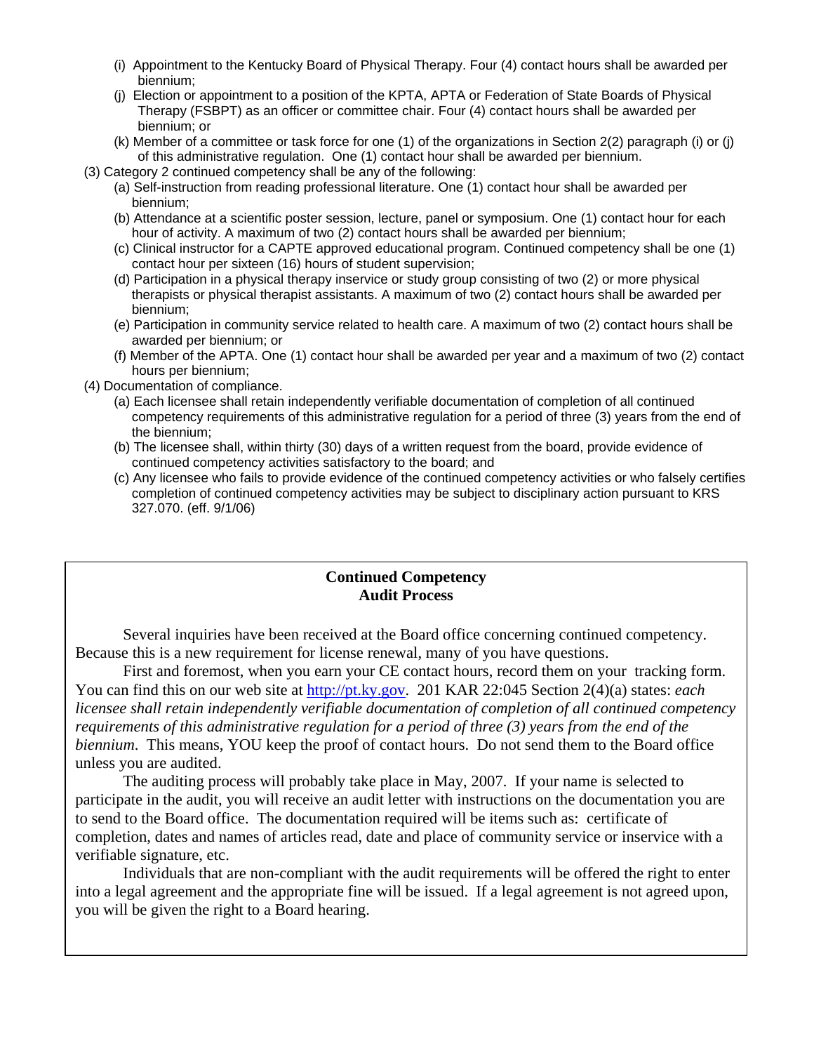(i) Appointment to the Kentucky Board of Physical Therapy. Four (4) contact hours shall be awarded per biennium;

(j) Election or appointment to a position of the KPTA, APTA or Federation of State Boards of Physical Therapy (FSBPT) as an officer or committee chair. Four (4) contact hours shall be awarded per biennium; or

(k) Member of a committee or task force for one (1) of the organizations in Section 2(2) paragraph (i) or (j) of this administrative regulation. One (1) contact hour shall be awarded per biennium.

(3) Category 2 continued competency shall be any of the following:

(a) Self-instruction from reading professional literature. One (1) contact hour shall be awarded per biennium;

(b) Attendance at a scientific poster session, lecture, panel or symposium. One (1) contact hour for each hour of activity. A maximum of two (2) contact hours shall be awarded per biennium;

(c) Clinical instructor for a CAPTE approved educational program. Continued competency shall be one (1) contact hour per sixteen (16) hours of student supervision;

(d) Participation in a physical therapy inservice or study group consisting of two (2) or more physical therapists or physical therapist assistants. A maximum of two (2) contact hours shall be awarded per biennium;

(e) Participation in community service related to health care. A maximum of two (2) contact hours shall be awarded per biennium; or

(f) Member of the APTA. One (1) contact hour shall be awarded per year and a maximum of two (2) contact hours per biennium;

(4) Documentation of compliance.

(a) Each licensee shall retain independently verifiable documentation of completion of all continued competency requirements of this administrative regulation for a period of three (3) years from the end of the biennium;

(b) The licensee shall, within thirty (30) days of a written request from the board, provide evidence of continued competency activities satisfactory to the board; and

(c) Any licensee who fails to provide evidence of the continued competency activities or who falsely certifies completion of continued competency activities may be subject to disciplinary action pursuant to KRS 327.070. (eff. 9/1/06)

## Continued Competency Audit Process

Several inquiries have been received at the Board office concerning continued competency. Because this is a new requirement for license renewal, many of you have questions.

First and foremost, when you earn your CE contact hours, record them on your tracking form. You can find this on our web site at http://pt.ky.gov. 201 KAR 22:045 Section 2(4)(a) states: *each licensee shall retain independently verifiable documentation of completion of all continued competency requirements of this administrative regulation for a period of three (3) years from the end of the biennium*. This means, YOU keep the proof of contact hours. Do not send them to the Board office unless you are audited.

The auditing process will probably take place in May, 2007. If your name is selected to participate in the audit, you will receive an audit letter with instructions on the documentation you are to send to the Board office. The documentation required will be items such as: certificate of completion, dates and names of articles read, date and place of community service or inservice with a verifiable signature, etc.

Individuals that are non-compliant with the audit requirements will be offered the right to enter into a legal agreement and the appropriate fine will be issued. If a legal agreement is not agreed upon, you will be given the right to a Board hearing.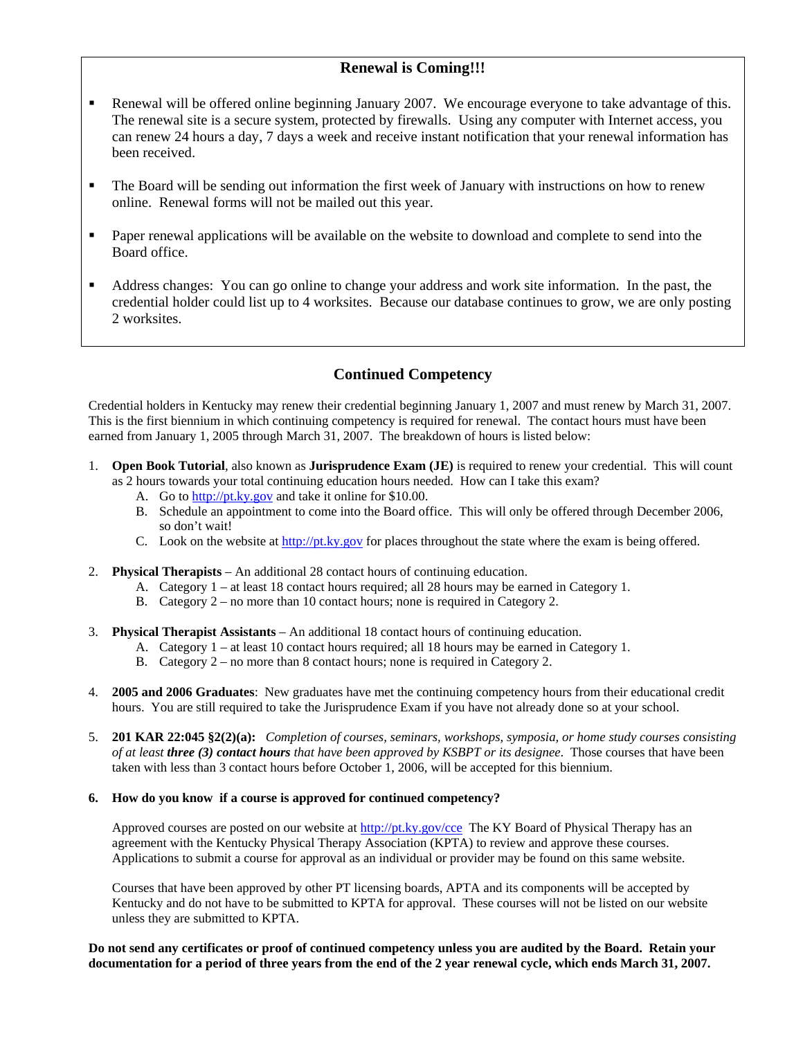## Renewal is Coming!!!

- Renewal will be offered online beginning January 2007. We encourage everyone to take advantage of this. The renewal site is a secure system, protected by firewalls. Using any computer with Internet access, you can renew 24 hours a day, 7 days a week and receive instant notification that your renewal information has been received.
- The Board will be sending out information the first week of January with instructions on how to renew online. Renewal forms will not be mailed out this year.
- Paper renewal applications will be available on the website to download and complete to send into the Board office.
- Address changes: You can go online to change your address and work site information. In the past, the credential holder could list up to 4 worksites. Because our database continues to grow, we are only posting 2 worksites.

## Continued Competency

Credential holders in Kentucky may renew their credential beginning January 1, 2007 and must renew by March 31, 2007. This is the first biennium in which continuing competency is required for renewal. The contact hours must have been earned from January 1, 2005 through March 31, 2007. The breakdown of hours is listed below:

1. **Open Book Tutorial**, also known as **Jurisprudence Exam (JE)** is required to renew your credential. This will count as 2 hours towards your total continuing education hours needed. How can I take this exam?
   - A. Go to http://pt.ky.gov and take it online for $10.00.
   - B. Schedule an appointment to come into the Board office. This will only be offered through December 2006, so don't wait!
   - C. Look on the website at http://pt.ky.gov for places throughout the state where the exam is being offered.
2. **Physical Therapists** – An additional 28 contact hours of continuing education.
   - A. Category 1 – at least 18 contact hours required; all 28 hours may be earned in Category 1.
   - B. Category 2 – no more than 10 contact hours; none is required in Category 2.
3. **Physical Therapist Assistants** – An additional 18 contact hours of continuing education.
   - A. Category 1 – at least 10 contact hours required; all 18 hours may be earned in Category 1.
   - B. Category 2 – no more than 8 contact hours; none is required in Category 2.
4. **2005 and 2006 Graduates**: New graduates have met the continuing competency hours from their educational credit hours. You are still required to take the Jurisprudence Exam if you have not already done so at your school.
5. **201 KAR 22:045 §2(2)(a):** *Completion of courses, seminars, workshops, symposia, or home study courses consisting of at least **three (3) contact hours** that have been approved by KSBPT or its designee*. Those courses that have been taken with less than 3 contact hours before October 1, 2006, will be accepted for this biennium.
6. **How do you know if a course is approved for continued competency?**

   Approved courses are posted on our website at http://pt.ky.gov/cce The KY Board of Physical Therapy has an agreement with the Kentucky Physical Therapy Association (KPTA) to review and approve these courses. Applications to submit a course for approval as an individual or provider may be found on this same website.

   Courses that have been approved by other PT licensing boards, APTA and its components will be accepted by Kentucky and do not have to be submitted to KPTA for approval. These courses will not be listed on our website unless they are submitted to KPTA.

**Do not send any certificates or proof of continued competency unless you are audited by the Board. Retain your documentation for a period of three years from the end of the 2 year renewal cycle, which ends March 31, 2007.**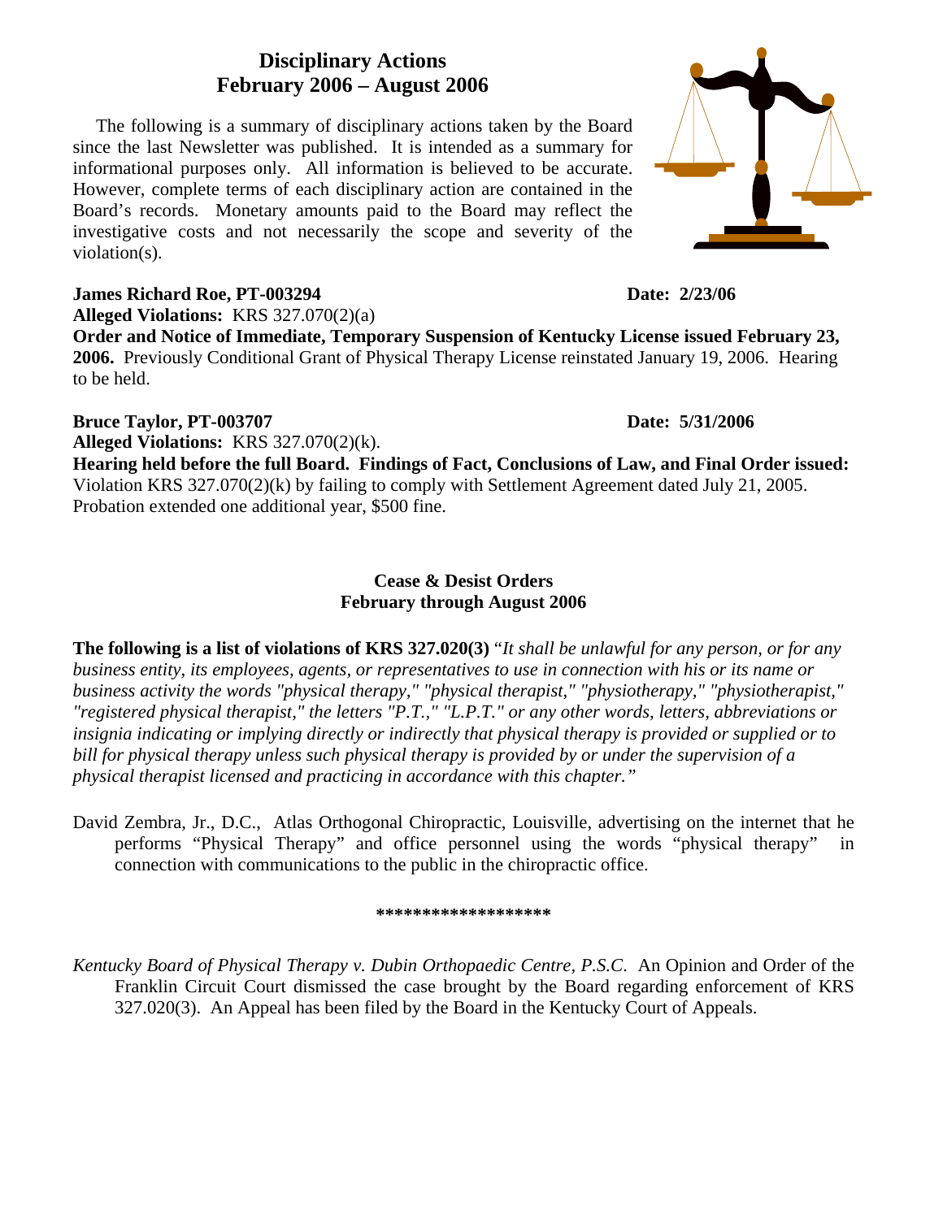## Disciplinary Actions
## February 2006 – August 2006

The following is a summary of disciplinary actions taken by the Board since the last Newsletter was published. It is intended as a summary for informational purposes only. All information is believed to be accurate. However, complete terms of each disciplinary action are contained in the Board's records. Monetary amounts paid to the Board may reflect the investigative costs and not necessarily the scope and severity of the violation(s).

**James Richard Roe, PT-003294** **Date: 2/23/06**
**Alleged Violations:** KRS 327.070(2)(a)
**Order and Notice of Immediate, Temporary Suspension of Kentucky License issued February 23, 2006.** Previously Conditional Grant of Physical Therapy License reinstated January 19, 2006. Hearing to be held.

**Bruce Taylor, PT-003707** **Date: 5/31/2006**
**Alleged Violations:** KRS 327.070(2)(k).
**Hearing held before the full Board. Findings of Fact, Conclusions of Law, and Final Order issued:** Violation KRS 327.070(2)(k) by failing to comply with Settlement Agreement dated July 21, 2005. Probation extended one additional year, $500 fine.

## Cease & Desist Orders
## February through August 2006

**The following is a list of violations of KRS 327.020(3)** "*It shall be unlawful for any person, or for any business entity, its employees, agents, or representatives to use in connection with his or its name or business activity the words "physical therapy," "physical therapist," "physiotherapy," "physiotherapist," "registered physical therapist," the letters "P.T.," "L.P.T." or any other words, letters, abbreviations or insignia indicating or implying directly or indirectly that physical therapy is provided or supplied or to bill for physical therapy unless such physical therapy is provided by or under the supervision of a physical therapist licensed and practicing in accordance with this chapter."*

David Zembra, Jr., D.C., Atlas Orthogonal Chiropractic, Louisville, advertising on the internet that he performs "Physical Therapy" and office personnel using the words "physical therapy" in connection with communications to the public in the chiropractic office.

******************

*Kentucky Board of Physical Therapy v. Dubin Orthopaedic Centre, P.S.C.* An Opinion and Order of the Franklin Circuit Court dismissed the case brought by the Board regarding enforcement of KRS 327.020(3). An Appeal has been filed by the Board in the Kentucky Court of Appeals.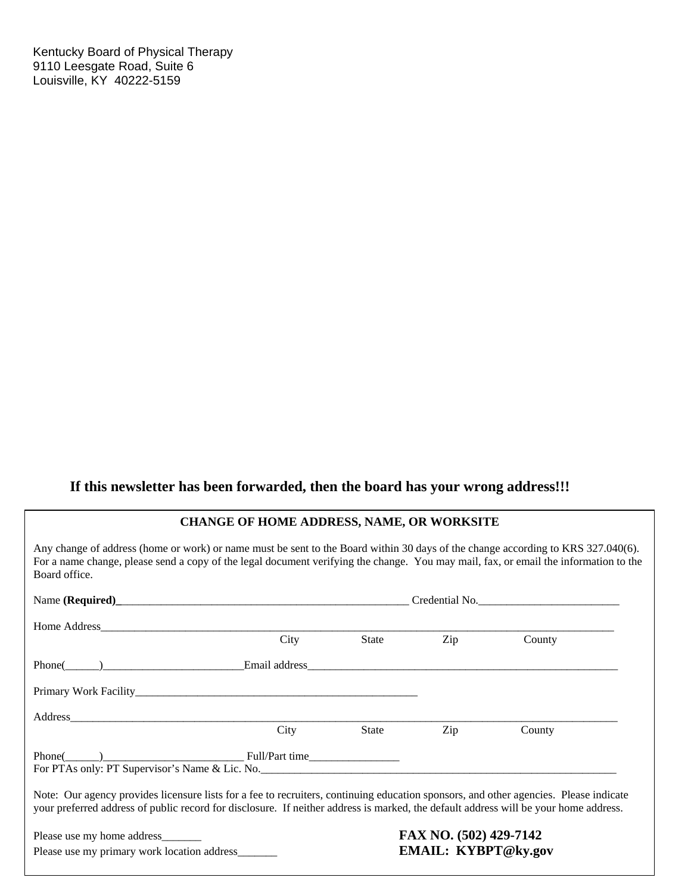Kentucky Board of Physical Therapy
9110 Leesgate Road, Suite 6
Louisville, KY 40222-5159

**If this newsletter has been forwarded, then the board has your wrong address!!!**

**CHANGE OF HOME ADDRESS, NAME, OR WORKSITE**

Any change of address (home or work) or name must be sent to the Board within 30 days of the change according to KRS 327.040(6). For a name change, please send a copy of the legal document verifying the change. You may mail, fax, or email the information to the Board office.

Name **(Required)**_____________________________________________________ Credential No.________________________

Home Address___________________________________________________________________________________________
City State Zip County

Phone(______)_________________________Email address_______________________________________________________

Primary Work Facility____________________________________________________

Address_________________________________________________________________________________________________
City State Zip County

Phone(______)_________________________ Full/Part time________________
For PTAs only: PT Supervisor's Name & Lic. No.__________________________________________________________________

Note: Our agency provides licensure lists for a fee to recruiters, continuing education sponsors, and other agencies. Please indicate your preferred address of public record for disclosure. If neither address is marked, the default address will be your home address.

Please use my home address_______
Please use my primary work location address_______

**FAX NO. (502) 429-7142**
**EMAIL: KYBPT@ky.gov**